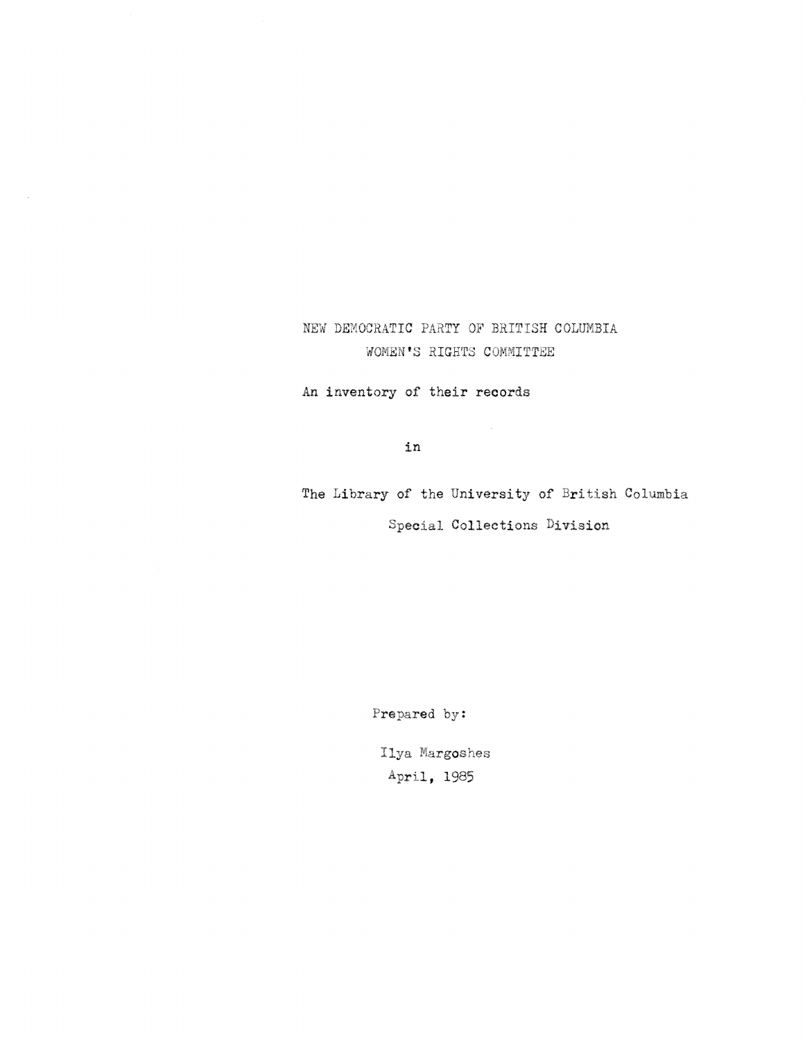# NEW DEMOCRATIC PARTY OF BRITISH COLUMBIA
# WOMEN'S RIGHTS COMMITTEE

An inventory of their records

in

The Library of the University of British Columbia

Special Collections Division

Prepared by:

Ilya Margoshes

April, 1985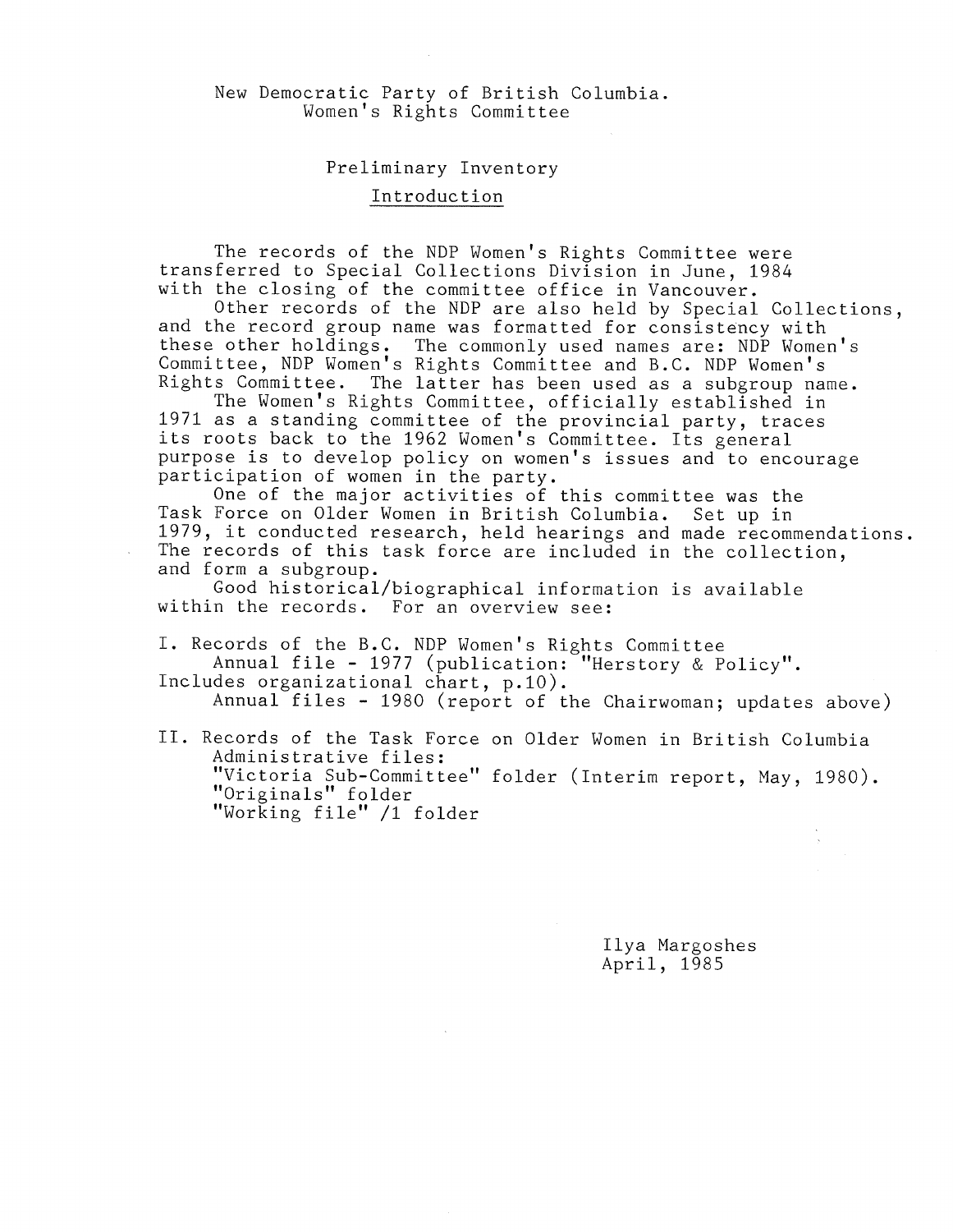New Democratic Party of British Columbia.
Women's Rights Committee

## Preliminary Inventory

### Introduction

The records of the NDP Women's Rights Committee were transferred to Special Collections Division in June, 1984 with the closing of the committee office in Vancouver.

Other records of the NDP are also held by Special Collections, and the record group name was formatted for consistency with these other holdings. The commonly used names are: NDP Women's Committee, NDP Women's Rights Committee and B.C. NDP Women's Rights Committee. The latter has been used as a subgroup name.

The Women's Rights Committee, officially established in 1971 as a standing committee of the provincial party, traces its roots back to the 1962 Women's Committee. Its general purpose is to develop policy on women's issues and to encourage participation of women in the party.

One of the major activities of this committee was the Task Force on Older Women in British Columbia. Set up in 1979, it conducted research, held hearings and made recommendations. The records of this task force are included in the collection, and form a subgroup.

Good historical/biographical information is available within the records. For an overview see:

I. Records of the B.C. NDP Women's Rights Committee
   Annual file - 1977 (publication: "Herstory & Policy". Includes organizational chart, p.10).
   Annual files - 1980 (report of the Chairwoman; updates above)

II. Records of the Task Force on Older Women in British Columbia
   Administrative files:
   "Victoria Sub-Committee" folder (Interim report, May, 1980).
   "Originals" folder
   "Working file" /1 folder

Ilya Margoshes
April, 1985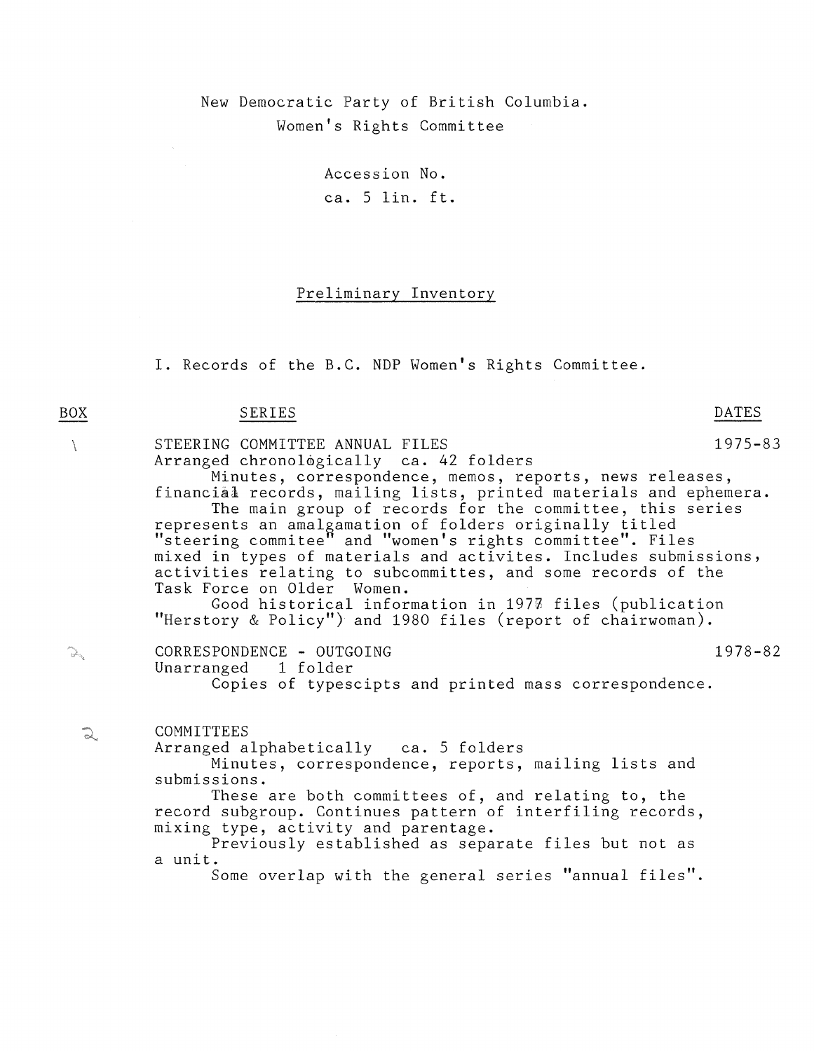New Democratic Party of British Columbia.
Women's Rights Committee

Accession No.
ca. 5 lin. ft.

## Preliminary Inventory

I. Records of the B.C. NDP Women's Rights Committee.

| BOX | SERIES | DATES |
|---|---|---|
| 1 | STEERING COMMITTEE ANNUAL FILES<br>Arranged chronologically ca. 42 folders<br>Minutes, correspondence, memos, reports, news releases, financial records, mailing lists, printed materials and ephemera.<br>The main group of records for the committee, this series represents an amalgamation of folders originally titled "steering commitee" and "women's rights committee". Files mixed in types of materials and activites. Includes submissions, activities relating to subcommittes, and some records of the Task Force on Older Women.<br>Good historical information in 1977 files (publication "Herstory & Policy") and 1980 files (report of chairwoman). | 1975-83 |
| 2 | CORRESPONDENCE - OUTGOING<br>Unarranged 1 folder<br>Copies of typescipts and printed mass correspondence. | 1978-82 |
| 2 | COMMITTEES<br>Arranged alphabetically ca. 5 folders<br>Minutes, correspondence, reports, mailing lists and submissions.<br>These are both committees of, and relating to, the record subgroup. Continues pattern of interfiling records, mixing type, activity and parentage.<br>Previously established as separate files but not as a unit.<br>Some overlap with the general series "annual files". | |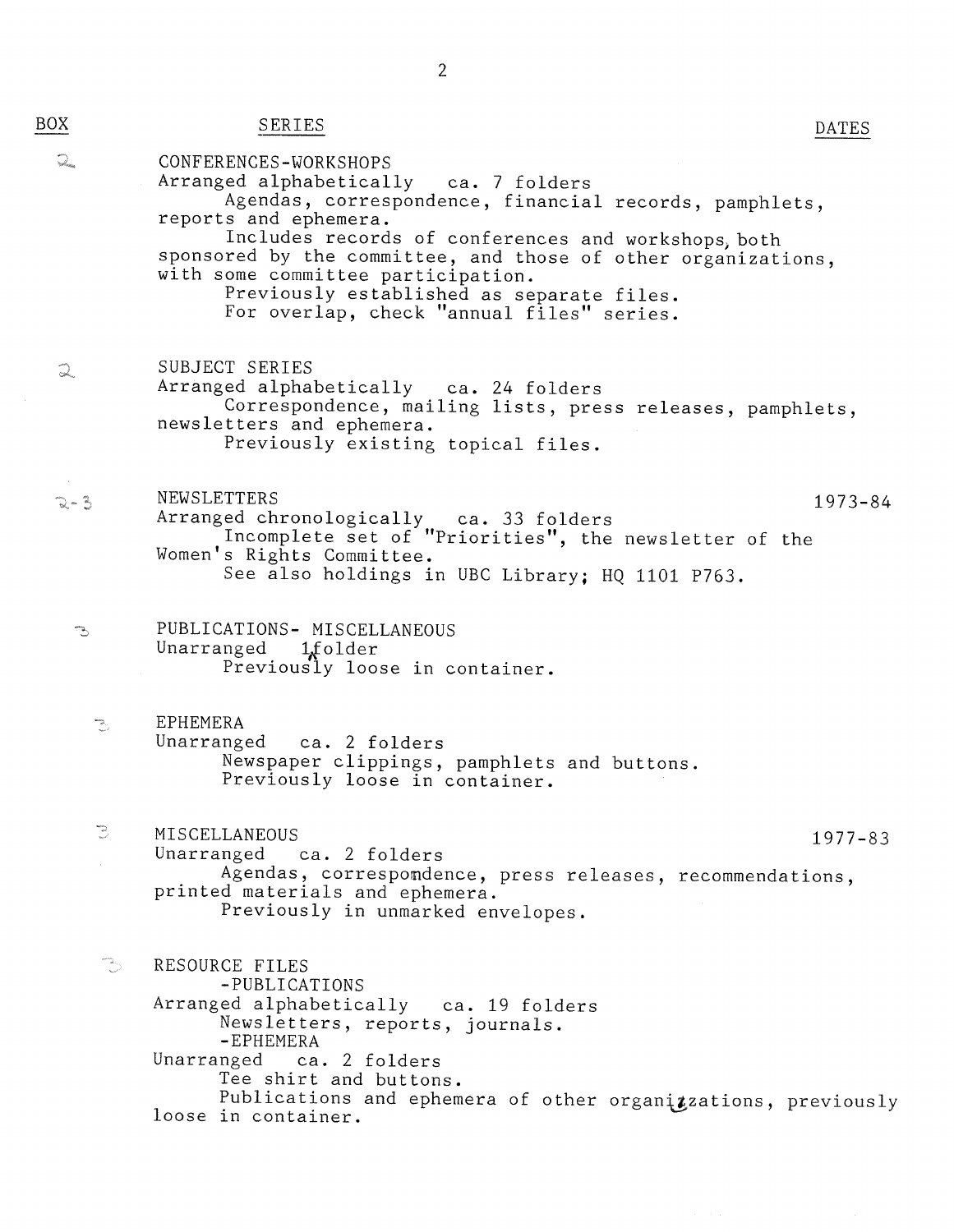| BOX | SERIES | DATES |
|---|---|---|
| 2 | CONFERENCES-WORKSHOPS<br>Arranged alphabetically ca. 7 folders<br>Agendas, correspondence, financial records, pamphlets, reports and ephemera.<br>Includes records of conferences and workshops, both sponsored by the committee, and those of other organizations, with some committee participation.<br>Previously established as separate files.<br>For overlap, check "annual files" series. | |
| 2 | SUBJECT SERIES<br>Arranged alphabetically ca. 24 folders<br>Correspondence, mailing lists, press releases, pamphlets, newsletters and ephemera.<br>Previously existing topical files. | |
| 2-3 | NEWSLETTERS<br>Arranged chronologically ca. 33 folders<br>Incomplete set of "Priorities", the newsletter of the Women's Rights Committee.<br>See also holdings in UBC Library; HQ 1101 P763. | 1973-84 |
| 3 | PUBLICATIONS- MISCELLANEOUS<br>Unarranged 1 folder<br>Previously loose in container. | |
| 3 | EPHEMERA<br>Unarranged ca. 2 folders<br>Newspaper clippings, pamphlets and buttons.<br>Previously loose in container. | |
| 3 | MISCELLANEOUS<br>Unarranged ca. 2 folders<br>Agendas, correspondence, press releases, recommendations, printed materials and ephemera.<br>Previously in unmarked envelopes. | 1977-83 |
| 3 | RESOURCE FILES<br>-PUBLICATIONS<br>Arranged alphabetically ca. 19 folders<br>Newsletters, reports, journals.<br>-EPHEMERA<br>Unarranged ca. 2 folders<br>Tee shirt and buttons.<br>Publications and ephemera of other organizations, previously loose in container. | |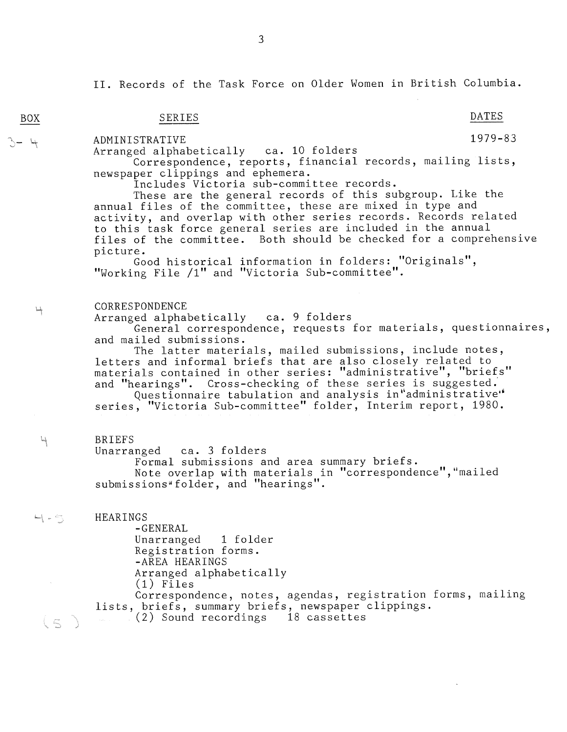## II. Records of the Task Force on Older Women in British Columbia.

| BOX | SERIES | DATES |
|---|---|---|
| 3-4 | ADMINISTRATIVE | 1979-83 |

Arranged alphabetically ca. 10 folders

Correspondence, reports, financial records, mailing lists, newspaper clippings and ephemera.

Includes Victoria sub-committee records.

These are the general records of this subgroup. Like the annual files of the committee, these are mixed in type and activity, and overlap with other series records. Records related to this task force general series are included in the annual files of the committee. Both should be checked for a comprehensive picture.

Good historical information in folders: "Originals", "Working File /1" and "Victoria Sub-committee".

**4** CORRESPONDENCE

Arranged alphabetically ca. 9 folders

General correspondence, requests for materials, questionnaires, and mailed submissions.

The latter materials, mailed submissions, include notes, letters and informal briefs that are also closely related to materials contained in other series: "administrative", "briefs" and "hearings". Cross-checking of these series is suggested.

Questionnaire tabulation and analysis in "administrative" series, "Victoria Sub-committee" folder, Interim report, 1980.

**4** BRIEFS

Unarranged ca. 3 folders

Formal submissions and area summary briefs.

Note overlap with materials in "correspondence", "mailed submissions" folder, and "hearings".

**4-5** HEARINGS

- GENERAL

  Unarranged 1 folder

  Registration forms.

- AREA HEARINGS

  Arranged alphabetically

  (1) Files

  Correspondence, notes, agendas, registration forms, mailing lists, briefs, summary briefs, newspaper clippings.

  **(5)** (2) Sound recordings 18 cassettes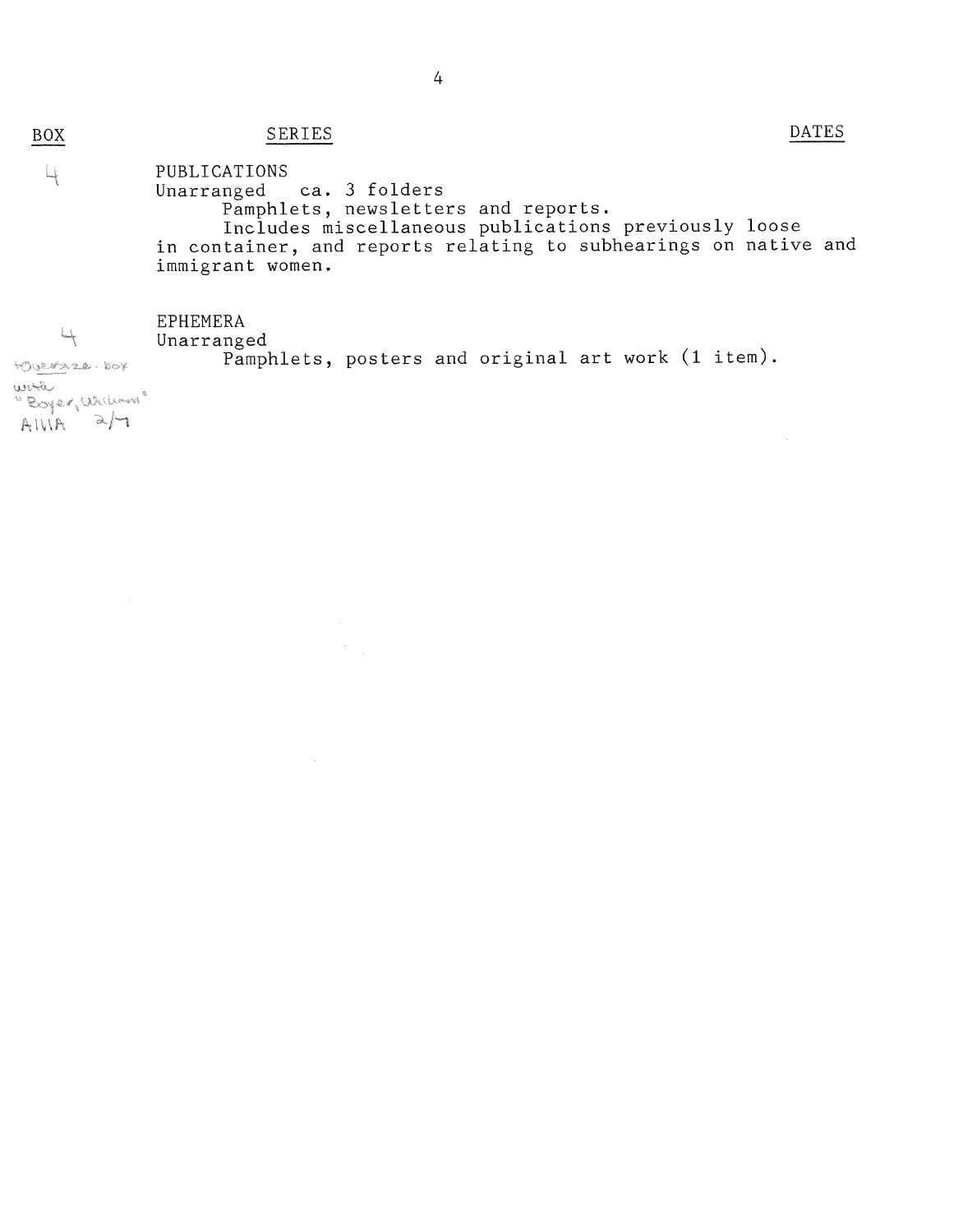| BOX | SERIES | DATES |
|---|---|---|
| 4 | PUBLICATIONS<br>Unarranged ca. 3 folders<br>Pamphlets, newsletters and reports.<br>Includes miscellaneous publications previously loose in container, and reports relating to subhearings on native and immigrant women. | |
| 4<br>Oversize box with "Boyer, William" AIIA 2/7 | EPHEMERA<br>Unarranged<br>Pamphlets, posters and original art work (1 item). | |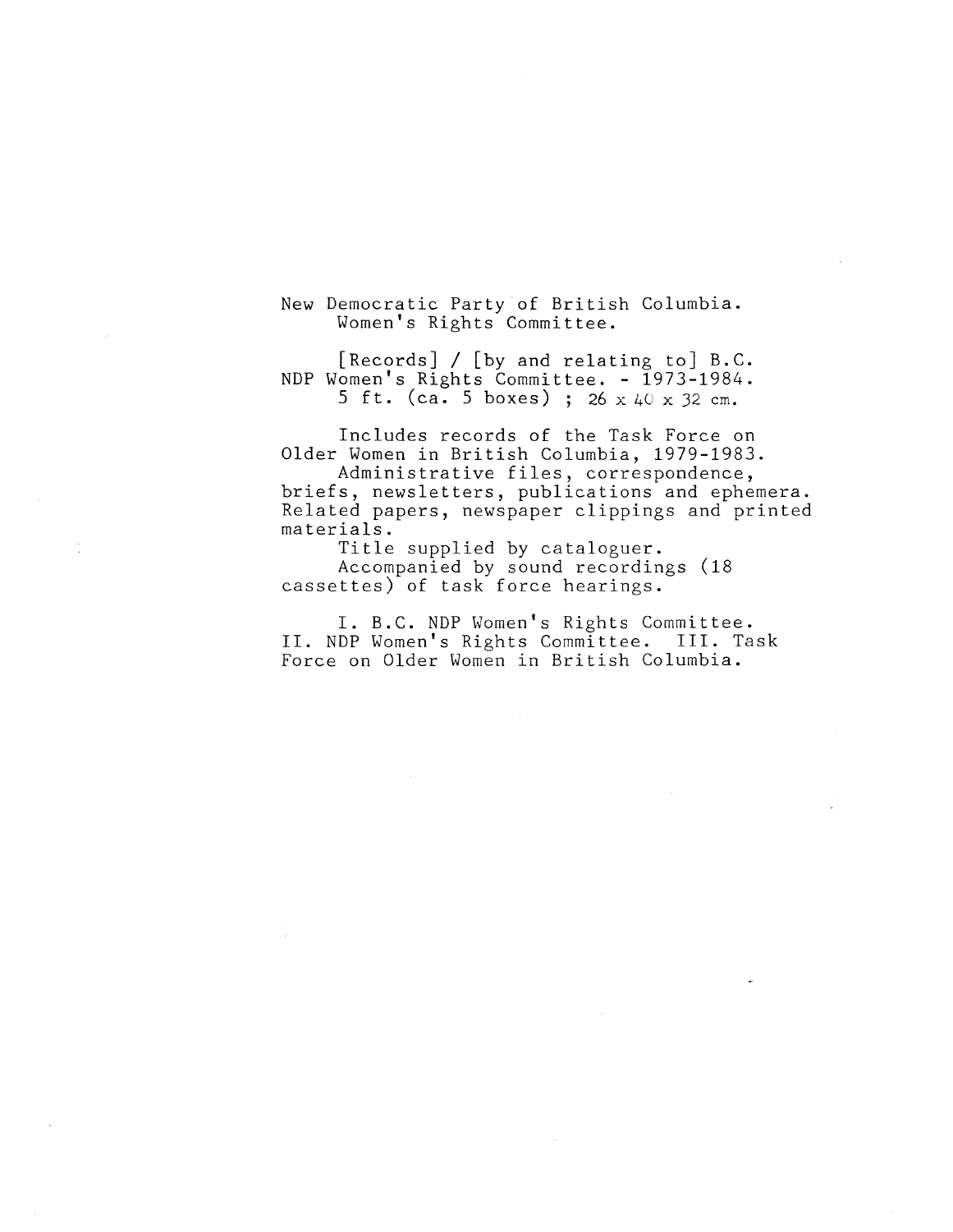New Democratic Party of British Columbia.
Women's Rights Committee.

[Records] / [by and relating to] B.C. NDP Women's Rights Committee. - 1973-1984.
5 ft. (ca. 5 boxes) ; 26 x 40 x 32 cm.

Includes records of the Task Force on Older Women in British Columbia, 1979-1983.
Administrative files, correspondence, briefs, newsletters, publications and ephemera. Related papers, newspaper clippings and printed materials.
Title supplied by cataloguer.
Accompanied by sound recordings (18 cassettes) of task force hearings.

I. B.C. NDP Women's Rights Committee. II. NDP Women's Rights Committee. III. Task Force on Older Women in British Columbia.